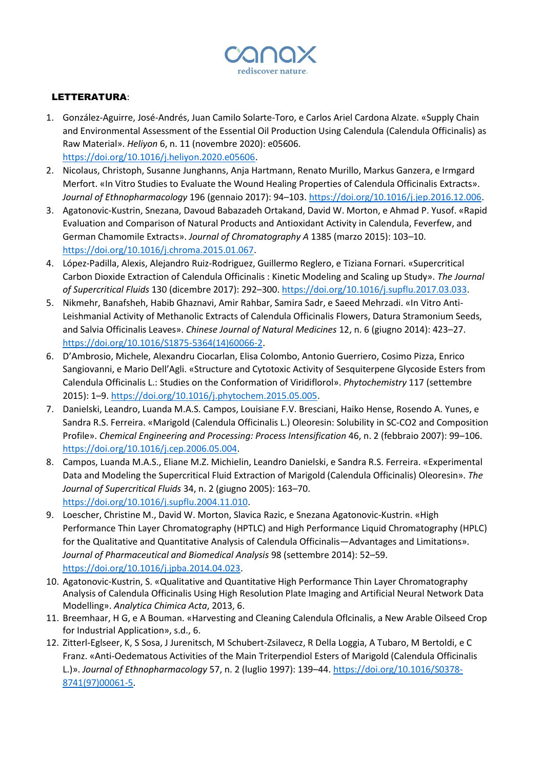canax
rediscover nature.

**LETTERATURA**:

1. González-Aguirre, José-Andrés, Juan Camilo Solarte-Toro, e Carlos Ariel Cardona Alzate. «Supply Chain and Environmental Assessment of the Essential Oil Production Using Calendula (Calendula Officinalis) as Raw Material». *Heliyon* 6, n. 11 (novembre 2020): e05606. https://doi.org/10.1016/j.heliyon.2020.e05606.
2. Nicolaus, Christoph, Susanne Junghanns, Anja Hartmann, Renato Murillo, Markus Ganzera, e Irmgard Merfort. «In Vitro Studies to Evaluate the Wound Healing Properties of Calendula Officinalis Extracts». *Journal of Ethnopharmacology* 196 (gennaio 2017): 94–103. https://doi.org/10.1016/j.jep.2016.12.006.
3. Agatonovic-Kustrin, Snezana, Davoud Babazadeh Ortakand, David W. Morton, e Ahmad P. Yusof. «Rapid Evaluation and Comparison of Natural Products and Antioxidant Activity in Calendula, Feverfew, and German Chamomile Extracts». *Journal of Chromatography A* 1385 (marzo 2015): 103–10. https://doi.org/10.1016/j.chroma.2015.01.067.
4. López-Padilla, Alexis, Alejandro Ruiz-Rodriguez, Guillermo Reglero, e Tiziana Fornari. «Supercritical Carbon Dioxide Extraction of Calendula Officinalis : Kinetic Modeling and Scaling up Study». *The Journal of Supercritical Fluids* 130 (dicembre 2017): 292–300. https://doi.org/10.1016/j.supflu.2017.03.033.
5. Nikmehr, Banafsheh, Habib Ghaznavi, Amir Rahbar, Samira Sadr, e Saeed Mehrzadi. «In Vitro Anti-Leishmanial Activity of Methanolic Extracts of Calendula Officinalis Flowers, Datura Stramonium Seeds, and Salvia Officinalis Leaves». *Chinese Journal of Natural Medicines* 12, n. 6 (giugno 2014): 423–27. https://doi.org/10.1016/S1875-5364(14)60066-2.
6. D'Ambrosio, Michele, Alexandru Ciocarlan, Elisa Colombo, Antonio Guerriero, Cosimo Pizza, Enrico Sangiovanni, e Mario Dell'Agli. «Structure and Cytotoxic Activity of Sesquiterpene Glycoside Esters from Calendula Officinalis L.: Studies on the Conformation of Viridiflorol». *Phytochemistry* 117 (settembre 2015): 1–9. https://doi.org/10.1016/j.phytochem.2015.05.005.
7. Danielski, Leandro, Luanda M.A.S. Campos, Louisiane F.V. Bresciani, Haiko Hense, Rosendo A. Yunes, e Sandra R.S. Ferreira. «Marigold (Calendula Officinalis L.) Oleoresin: Solubility in SC-CO2 and Composition Profile». *Chemical Engineering and Processing: Process Intensification* 46, n. 2 (febbraio 2007): 99–106. https://doi.org/10.1016/j.cep.2006.05.004.
8. Campos, Luanda M.A.S., Eliane M.Z. Michielin, Leandro Danielski, e Sandra R.S. Ferreira. «Experimental Data and Modeling the Supercritical Fluid Extraction of Marigold (Calendula Officinalis) Oleoresin». *The Journal of Supercritical Fluids* 34, n. 2 (giugno 2005): 163–70. https://doi.org/10.1016/j.supflu.2004.11.010.
9. Loescher, Christine M., David W. Morton, Slavica Razic, e Snezana Agatonovic-Kustrin. «High Performance Thin Layer Chromatography (HPTLC) and High Performance Liquid Chromatography (HPLC) for the Qualitative and Quantitative Analysis of Calendula Officinalis—Advantages and Limitations». *Journal of Pharmaceutical and Biomedical Analysis* 98 (settembre 2014): 52–59. https://doi.org/10.1016/j.jpba.2014.04.023.
10. Agatonovic-Kustrin, S. «Qualitative and Quantitative High Performance Thin Layer Chromatography Analysis of Calendula Officinalis Using High Resolution Plate Imaging and Artificial Neural Network Data Modelling». *Analytica Chimica Acta*, 2013, 6.
11. Breemhaar, H G, e A Bouman. «Harvesting and Cleaning Calendula Oflcinalis, a New Arable Oilseed Crop for Industrial Application», s.d., 6.
12. Zitterl-Eglseer, K, S Sosa, J Jurenitsch, M Schubert-Zsilavecz, R Della Loggia, A Tubaro, M Bertoldi, e C Franz. «Anti-Oedematous Activities of the Main Triterpendiol Esters of Marigold (Calendula Officinalis L.)». *Journal of Ethnopharmacology* 57, n. 2 (luglio 1997): 139–44. https://doi.org/10.1016/S0378-8741(97)00061-5.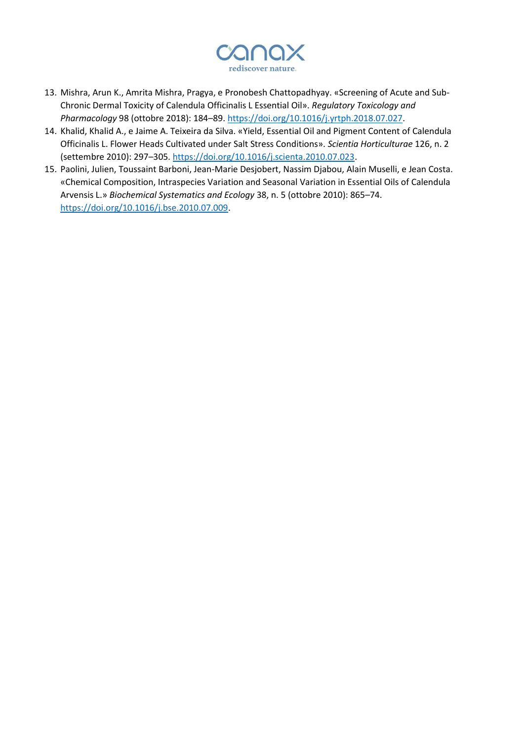13. Mishra, Arun K., Amrita Mishra, Pragya, e Pronobesh Chattopadhyay. «Screening of Acute and Sub-Chronic Dermal Toxicity of Calendula Officinalis L Essential Oil». *Regulatory Toxicology and Pharmacology* 98 (ottobre 2018): 184–89. https://doi.org/10.1016/j.yrtph.2018.07.027.
14. Khalid, Khalid A., e Jaime A. Teixeira da Silva. «Yield, Essential Oil and Pigment Content of Calendula Officinalis L. Flower Heads Cultivated under Salt Stress Conditions». *Scientia Horticulturae* 126, n. 2 (settembre 2010): 297–305. https://doi.org/10.1016/j.scienta.2010.07.023.
15. Paolini, Julien, Toussaint Barboni, Jean-Marie Desjobert, Nassim Djabou, Alain Muselli, e Jean Costa. «Chemical Composition, Intraspecies Variation and Seasonal Variation in Essential Oils of Calendula Arvensis L.» *Biochemical Systematics and Ecology* 38, n. 5 (ottobre 2010): 865–74. https://doi.org/10.1016/j.bse.2010.07.009.